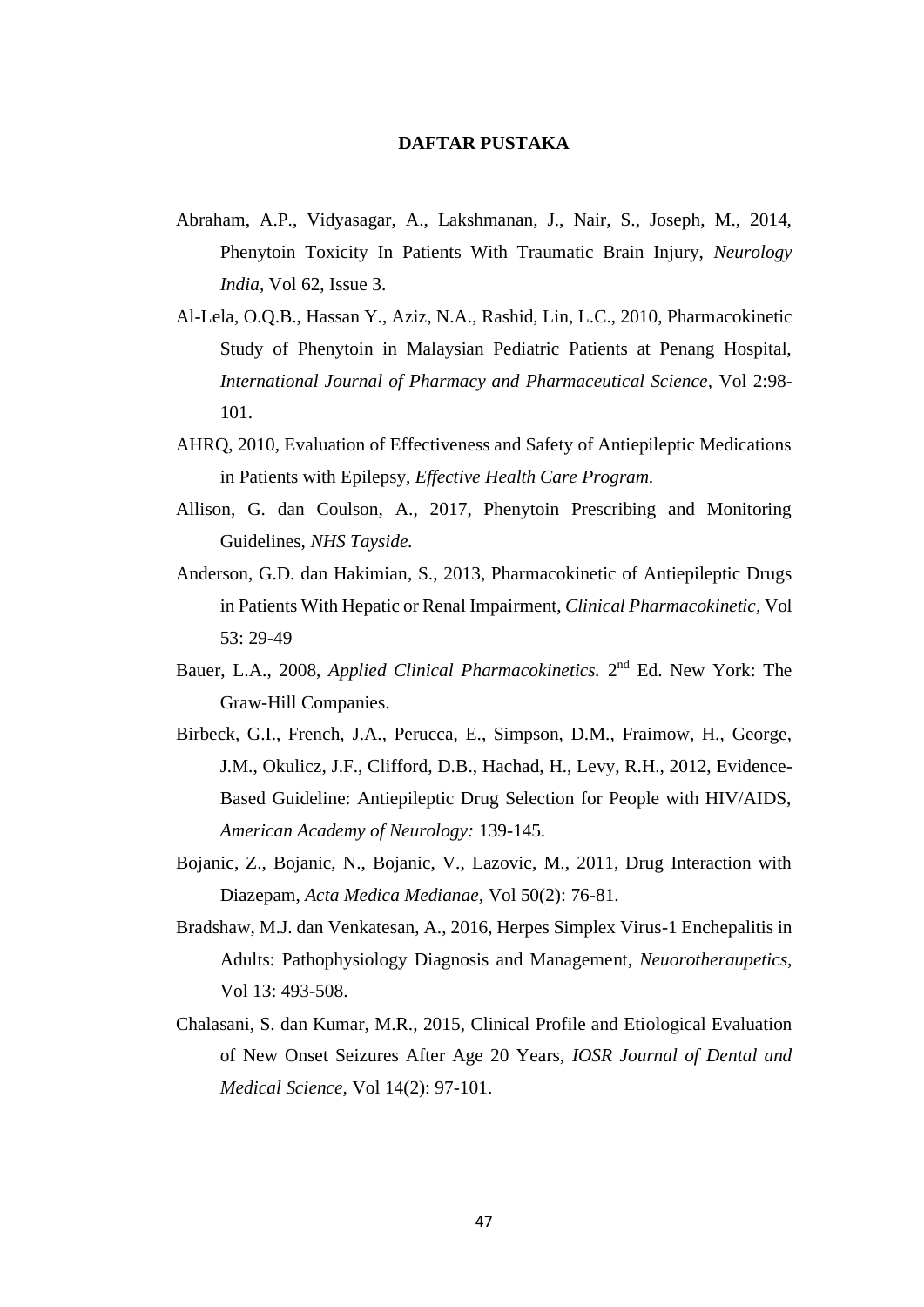# DAFTAR PUSTAKA

Abraham, A.P., Vidyasagar, A., Lakshmanan, J., Nair, S., Joseph, M., 2014, Phenytoin Toxicity In Patients With Traumatic Brain Injury, *Neurology India*, Vol 62, Issue 3.

Al-Lela, O.Q.B., Hassan Y., Aziz, N.A., Rashid, Lin, L.C., 2010, Pharmacokinetic Study of Phenytoin in Malaysian Pediatric Patients at Penang Hospital, *International Journal of Pharmacy and Pharmaceutical Science*, Vol 2:98-101.

AHRQ, 2010, Evaluation of Effectiveness and Safety of Antiepileptic Medications in Patients with Epilepsy, *Effective Health Care Program.*

Allison, G. dan Coulson, A., 2017, Phenytoin Prescribing and Monitoring Guidelines, *NHS Tayside.*

Anderson, G.D. dan Hakimian, S., 2013, Pharmacokinetic of Antiepileptic Drugs in Patients With Hepatic or Renal Impairment, *Clinical Pharmacokinetic*, Vol 53: 29-49

Bauer, L.A., 2008, *Applied Clinical Pharmacokinetics.* 2nd Ed. New York: The Graw-Hill Companies.

Birbeck, G.I., French, J.A., Perucca, E., Simpson, D.M., Fraimow, H., George, J.M., Okulicz, J.F., Clifford, D.B., Hachad, H., Levy, R.H., 2012, Evidence-Based Guideline: Antiepileptic Drug Selection for People with HIV/AIDS, *American Academy of Neurology:* 139-145.

Bojanic, Z., Bojanic, N., Bojanic, V., Lazovic, M., 2011, Drug Interaction with Diazepam, *Acta Medica Medianae*, Vol 50(2): 76-81.

Bradshaw, M.J. dan Venkatesan, A., 2016, Herpes Simplex Virus-1 Enchepalitis in Adults: Pathophysiology Diagnosis and Management, *Neuorotheraupetics*, Vol 13: 493-508.

Chalasani, S. dan Kumar, M.R., 2015, Clinical Profile and Etiological Evaluation of New Onset Seizures After Age 20 Years, *IOSR Journal of Dental and Medical Science*, Vol 14(2): 97-101.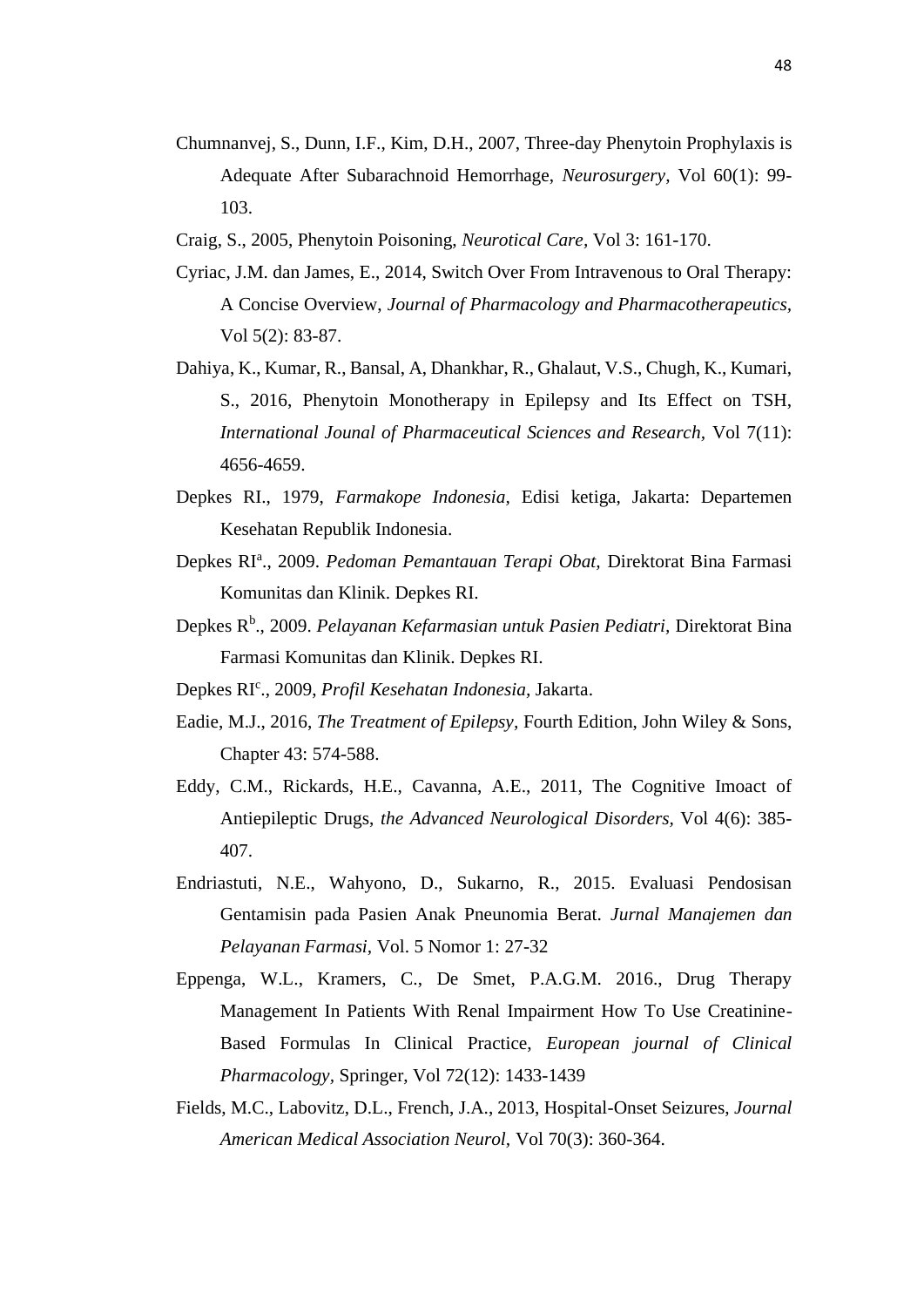Chumnanvej, S., Dunn, I.F., Kim, D.H., 2007, Three-day Phenytoin Prophylaxis is Adequate After Subarachnoid Hemorrhage, *Neurosurgery,* Vol 60(1): 99-103.

Craig, S., 2005, Phenytoin Poisoning, *Neurotical Care,* Vol 3: 161-170.

Cyriac, J.M. dan James, E., 2014, Switch Over From Intravenous to Oral Therapy: A Concise Overview, *Journal of Pharmacology and Pharmacotherapeutics,* Vol 5(2): 83-87.

Dahiya, K., Kumar, R., Bansal, A, Dhankhar, R., Ghalaut, V.S., Chugh, K., Kumari, S., 2016, Phenytoin Monotherapy in Epilepsy and Its Effect on TSH, *International Jounal of Pharmaceutical Sciences and Research,* Vol 7(11): 4656-4659.

Depkes RI., 1979, *Farmakope Indonesia,* Edisi ketiga, Jakarta: Departemen Kesehatan Republik Indonesia.

Depkes RI[a]., 2009. *Pedoman Pemantauan Terapi Obat,* Direktorat Bina Farmasi Komunitas dan Klinik. Depkes RI.

Depkes R[b]., 2009. *Pelayanan Kefarmasian untuk Pasien Pediatri,* Direktorat Bina Farmasi Komunitas dan Klinik. Depkes RI.

Depkes RI[c]., 2009, *Profil Kesehatan Indonesia,* Jakarta.

Eadie, M.J., 2016, *The Treatment of Epilepsy,* Fourth Edition, John Wiley & Sons, Chapter 43: 574-588.

Eddy, C.M., Rickards, H.E., Cavanna, A.E., 2011, The Cognitive Imoact of Antiepileptic Drugs, *the Advanced Neurological Disorders,* Vol 4(6): 385-407.

Endriastuti, N.E., Wahyono, D., Sukarno, R., 2015. Evaluasi Pendosisan Gentamisin pada Pasien Anak Pneunomia Berat. *Jurnal Manajemen dan Pelayanan Farmasi,* Vol. 5 Nomor 1: 27-32

Eppenga, W.L., Kramers, C., De Smet, P.A.G.M. 2016., Drug Therapy Management In Patients With Renal Impairment How To Use Creatinine-Based Formulas In Clinical Practice, *European journal of Clinical Pharmacology,* Springer, Vol 72(12): 1433-1439

Fields, M.C., Labovitz, D.L., French, J.A., 2013, Hospital-Onset Seizures, *Journal American Medical Association Neurol,* Vol 70(3): 360-364.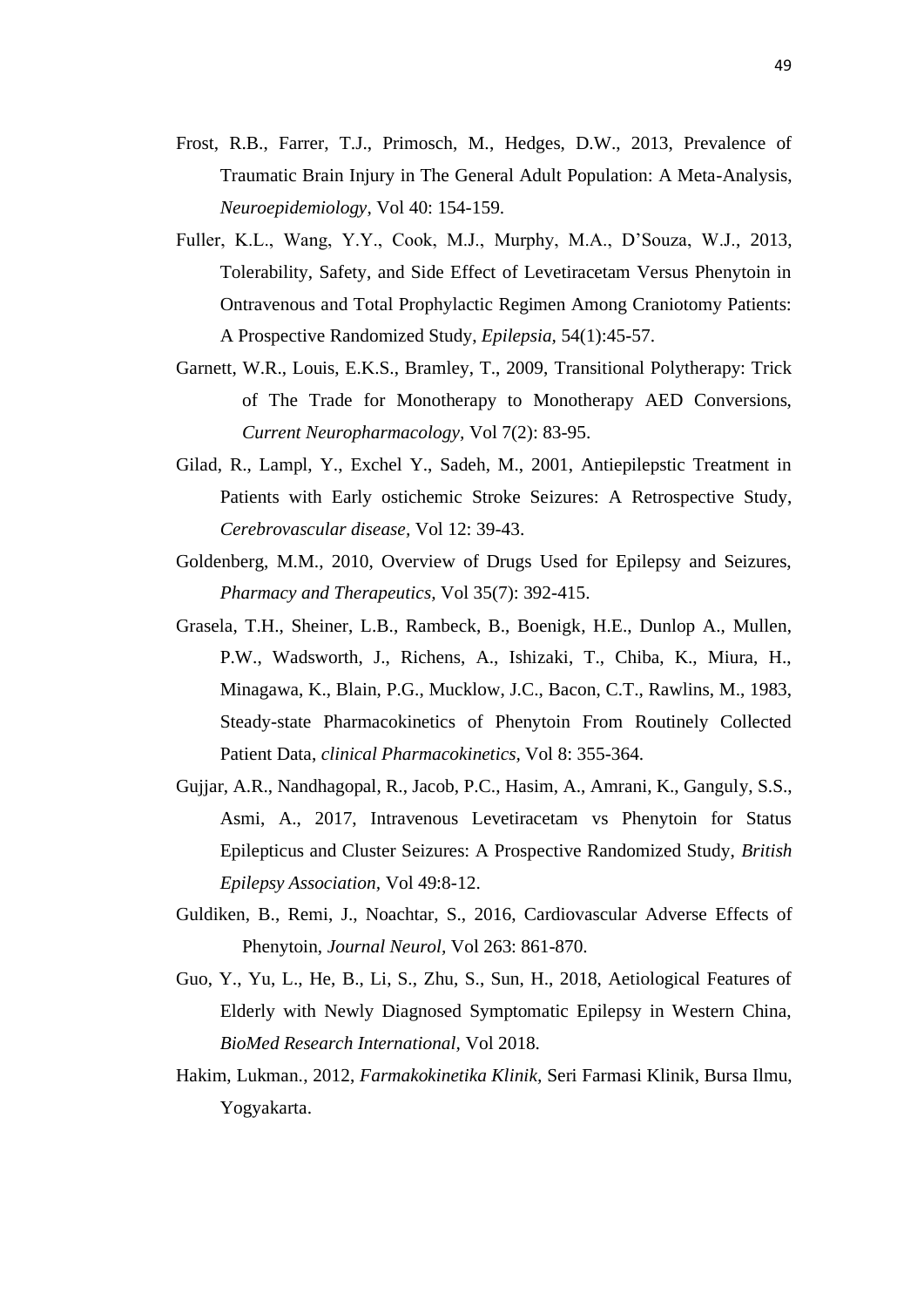Frost, R.B., Farrer, T.J., Primosch, M., Hedges, D.W., 2013, Prevalence of Traumatic Brain Injury in The General Adult Population: A Meta-Analysis, *Neuroepidemiology,* Vol 40: 154-159.

Fuller, K.L., Wang, Y.Y., Cook, M.J., Murphy, M.A., D'Souza, W.J., 2013, Tolerability, Safety, and Side Effect of Levetiracetam Versus Phenytoin in Ontravenous and Total Prophylactic Regimen Among Craniotomy Patients: A Prospective Randomized Study, *Epilepsia,* 54(1):45-57.

Garnett, W.R., Louis, E.K.S., Bramley, T., 2009, Transitional Polytherapy: Trick of The Trade for Monotherapy to Monotherapy AED Conversions, *Current Neuropharmacology,* Vol 7(2): 83-95.

Gilad, R., Lampl, Y., Exchel Y., Sadeh, M., 2001, Antiepilepstic Treatment in Patients with Early ostichemic Stroke Seizures: A Retrospective Study, *Cerebrovascular disease,* Vol 12: 39-43.

Goldenberg, M.M., 2010, Overview of Drugs Used for Epilepsy and Seizures, *Pharmacy and Therapeutics,* Vol 35(7): 392-415.

Grasela, T.H., Sheiner, L.B., Rambeck, B., Boenigk, H.E., Dunlop A., Mullen, P.W., Wadsworth, J., Richens, A., Ishizaki, T., Chiba, K., Miura, H., Minagawa, K., Blain, P.G., Mucklow, J.C., Bacon, C.T., Rawlins, M., 1983, Steady-state Pharmacokinetics of Phenytoin From Routinely Collected Patient Data, *clinical Pharmacokinetics,* Vol 8: 355-364.

Gujjar, A.R., Nandhagopal, R., Jacob, P.C., Hasim, A., Amrani, K., Ganguly, S.S., Asmi, A., 2017, Intravenous Levetiracetam vs Phenytoin for Status Epilepticus and Cluster Seizures: A Prospective Randomized Study, *British Epilepsy Association,* Vol 49:8-12.

Guldiken, B., Remi, J., Noachtar, S., 2016, Cardiovascular Adverse Effects of Phenytoin, *Journal Neurol,* Vol 263: 861-870.

Guo, Y., Yu, L., He, B., Li, S., Zhu, S., Sun, H., 2018, Aetiological Features of Elderly with Newly Diagnosed Symptomatic Epilepsy in Western China, *BioMed Research International,* Vol 2018.

Hakim, Lukman., 2012, *Farmakokinetika Klinik,* Seri Farmasi Klinik, Bursa Ilmu, Yogyakarta.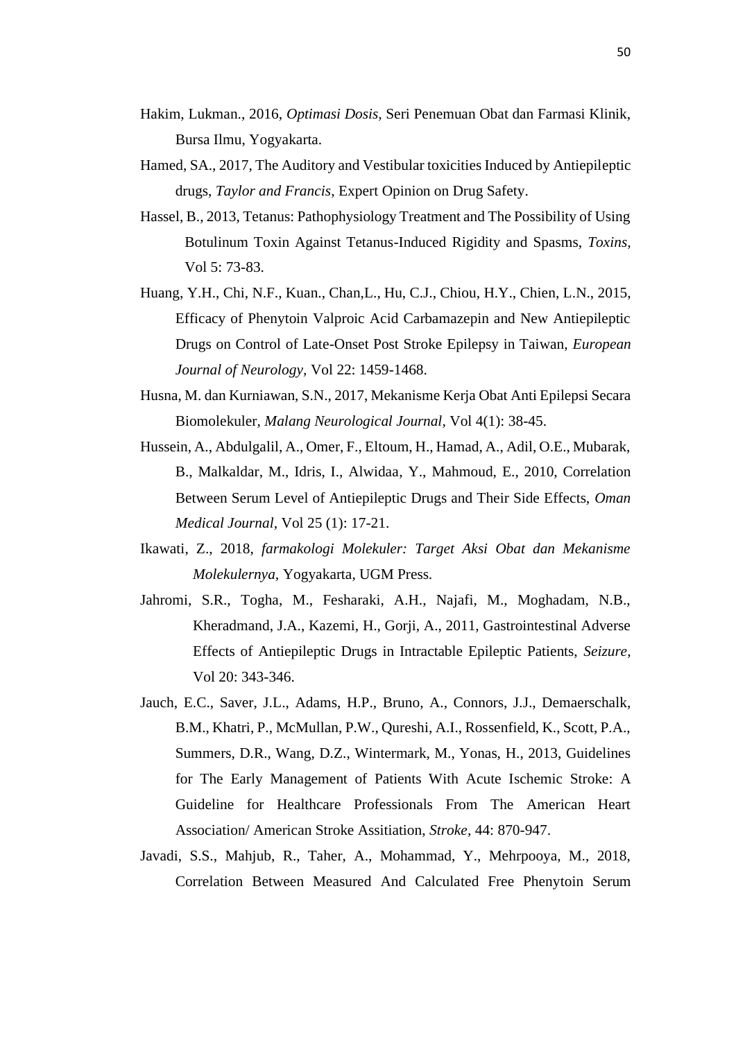Hakim, Lukman., 2016, *Optimasi Dosis*, Seri Penemuan Obat dan Farmasi Klinik, Bursa Ilmu, Yogyakarta.

Hamed, SA., 2017, The Auditory and Vestibular toxicities Induced by Antiepileptic drugs, *Taylor and Francis*, Expert Opinion on Drug Safety.

Hassel, B., 2013, Tetanus: Pathophysiology Treatment and The Possibility of Using Botulinum Toxin Against Tetanus-Induced Rigidity and Spasms, *Toxins*, Vol 5: 73-83.

Huang, Y.H., Chi, N.F., Kuan., Chan,L., Hu, C.J., Chiou, H.Y., Chien, L.N., 2015, Efficacy of Phenytoin Valproic Acid Carbamazepin and New Antiepileptic Drugs on Control of Late-Onset Post Stroke Epilepsy in Taiwan, *European Journal of Neurology*, Vol 22: 1459-1468.

Husna, M. dan Kurniawan, S.N., 2017, Mekanisme Kerja Obat Anti Epilepsi Secara Biomolekuler, *Malang Neurological Journal*, Vol 4(1): 38-45.

Hussein, A., Abdulgalil, A., Omer, F., Eltoum, H., Hamad, A., Adil, O.E., Mubarak, B., Malkaldar, M., Idris, I., Alwidaa, Y., Mahmoud, E., 2010, Correlation Between Serum Level of Antiepileptic Drugs and Their Side Effects, *Oman Medical Journal*, Vol 25 (1): 17-21.

Ikawati, Z., 2018, *farmakologi Molekuler: Target Aksi Obat dan Mekanisme Molekulernya*, Yogyakarta, UGM Press.

Jahromi, S.R., Togha, M., Fesharaki, A.H., Najafi, M., Moghadam, N.B., Kheradmand, J.A., Kazemi, H., Gorji, A., 2011, Gastrointestinal Adverse Effects of Antiepileptic Drugs in Intractable Epileptic Patients, *Seizure*, Vol 20: 343-346.

Jauch, E.C., Saver, J.L., Adams, H.P., Bruno, A., Connors, J.J., Demaerschalk, B.M., Khatri, P., McMullan, P.W., Qureshi, A.I., Rossenfield, K., Scott, P.A., Summers, D.R., Wang, D.Z., Wintermark, M., Yonas, H., 2013, Guidelines for The Early Management of Patients With Acute Ischemic Stroke: A Guideline for Healthcare Professionals From The American Heart Association/ American Stroke Assitiation, *Stroke*, 44: 870-947.

Javadi, S.S., Mahjub, R., Taher, A., Mohammad, Y., Mehrpooya, M., 2018, Correlation Between Measured And Calculated Free Phenytoin Serum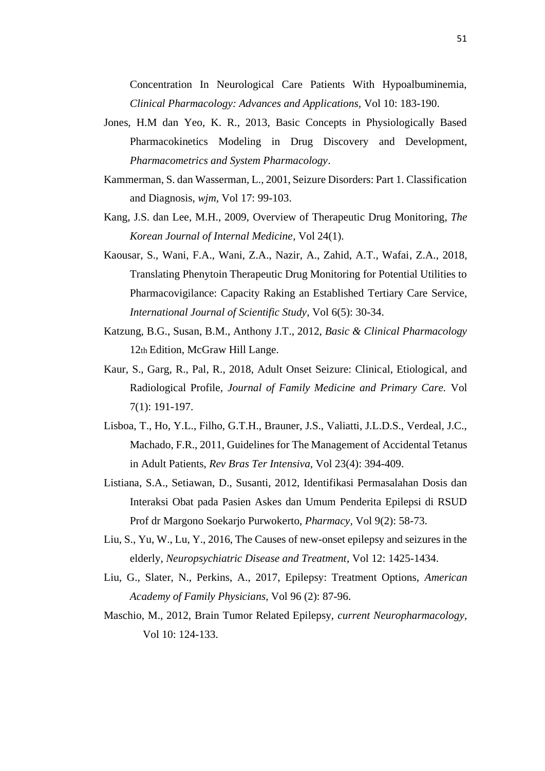Concentration In Neurological Care Patients With Hypoalbuminemia, *Clinical Pharmacology: Advances and Applications*, Vol 10: 183-190.

Jones, H.M dan Yeo, K. R., 2013, Basic Concepts in Physiologically Based Pharmacokinetics Modeling in Drug Discovery and Development, *Pharmacometrics and System Pharmacology*.

Kammerman, S. dan Wasserman, L., 2001, Seizure Disorders: Part 1. Classification and Diagnosis, *wjm*, Vol 17: 99-103.

Kang, J.S. dan Lee, M.H., 2009, Overview of Therapeutic Drug Monitoring, *The Korean Journal of Internal Medicine*, Vol 24(1).

Kaousar, S., Wani, F.A., Wani, Z.A., Nazir, A., Zahid, A.T., Wafai, Z.A., 2018, Translating Phenytoin Therapeutic Drug Monitoring for Potential Utilities to Pharmacovigilance: Capacity Raking an Established Tertiary Care Service, *International Journal of Scientific Study*, Vol 6(5): 30-34.

Katzung, B.G., Susan, B.M., Anthony J.T., 2012, *Basic & Clinical Pharmacology* 12th Edition, McGraw Hill Lange.

Kaur, S., Garg, R., Pal, R., 2018, Adult Onset Seizure: Clinical, Etiological, and Radiological Profile, *Journal of Family Medicine and Primary Care.* Vol 7(1): 191-197.

Lisboa, T., Ho, Y.L., Filho, G.T.H., Brauner, J.S., Valiatti, J.L.D.S., Verdeal, J.C., Machado, F.R., 2011, Guidelines for The Management of Accidental Tetanus in Adult Patients, *Rev Bras Ter Intensiva*, Vol 23(4): 394-409.

Listiana, S.A., Setiawan, D., Susanti, 2012, Identifikasi Permasalahan Dosis dan Interaksi Obat pada Pasien Askes dan Umum Penderita Epilepsi di RSUD Prof dr Margono Soekarjo Purwokerto, *Pharmacy*, Vol 9(2): 58-73.

Liu, S., Yu, W., Lu, Y., 2016, The Causes of new-onset epilepsy and seizures in the elderly, *Neuropsychiatric Disease and Treatment*, Vol 12: 1425-1434.

Liu, G., Slater, N., Perkins, A., 2017, Epilepsy: Treatment Options, *American Academy of Family Physicians*, Vol 96 (2): 87-96.

Maschio, M., 2012, Brain Tumor Related Epilepsy, *current Neuropharmacology*, Vol 10: 124-133.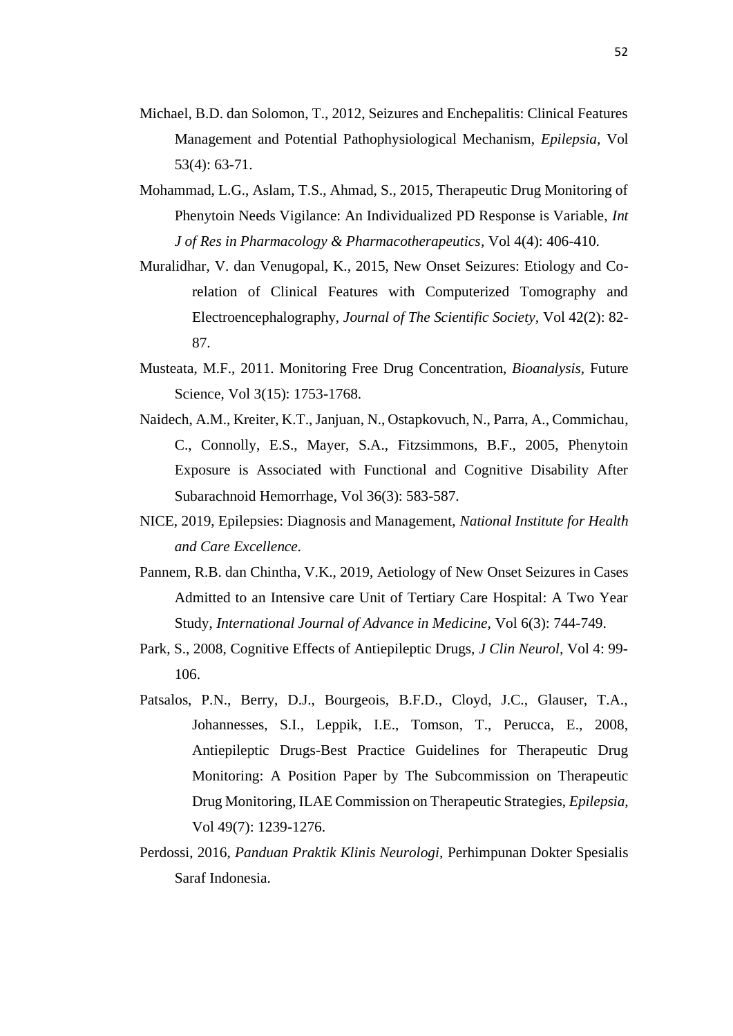Michael, B.D. dan Solomon, T., 2012, Seizures and Enchepalitis: Clinical Features Management and Potential Pathophysiological Mechanism, *Epilepsia*, Vol 53(4): 63-71.

Mohammad, L.G., Aslam, T.S., Ahmad, S., 2015, Therapeutic Drug Monitoring of Phenytoin Needs Vigilance: An Individualized PD Response is Variable, *Int J of Res in Pharmacology & Pharmacotherapeutics*, Vol 4(4): 406-410.

Muralidhar, V. dan Venugopal, K., 2015, New Onset Seizures: Etiology and Co-relation of Clinical Features with Computerized Tomography and Electroencephalography, *Journal of The Scientific Society*, Vol 42(2): 82-87.

Musteata, M.F., 2011. Monitoring Free Drug Concentration, *Bioanalysis*, Future Science, Vol 3(15): 1753-1768.

Naidech, A.M., Kreiter, K.T., Janjuan, N., Ostapkovuch, N., Parra, A., Commichau, C., Connolly, E.S., Mayer, S.A., Fitzsimmons, B.F., 2005, Phenytoin Exposure is Associated with Functional and Cognitive Disability After Subarachnoid Hemorrhage, Vol 36(3): 583-587.

NICE, 2019, Epilepsies: Diagnosis and Management, *National Institute for Health and Care Excellence.*

Pannem, R.B. dan Chintha, V.K., 2019, Aetiology of New Onset Seizures in Cases Admitted to an Intensive care Unit of Tertiary Care Hospital: A Two Year Study, *International Journal of Advance in Medicine*, Vol 6(3): 744-749.

Park, S., 2008, Cognitive Effects of Antiepileptic Drugs, *J Clin Neurol*, Vol 4: 99-106.

Patsalos, P.N., Berry, D.J., Bourgeois, B.F.D., Cloyd, J.C., Glauser, T.A., Johannesses, S.I., Leppik, I.E., Tomson, T., Perucca, E., 2008, Antiepileptic Drugs-Best Practice Guidelines for Therapeutic Drug Monitoring: A Position Paper by The Subcommission on Therapeutic Drug Monitoring, ILAE Commission on Therapeutic Strategies, *Epilepsia*, Vol 49(7): 1239-1276.

Perdossi, 2016, *Panduan Praktik Klinis Neurologi*, Perhimpunan Dokter Spesialis Saraf Indonesia.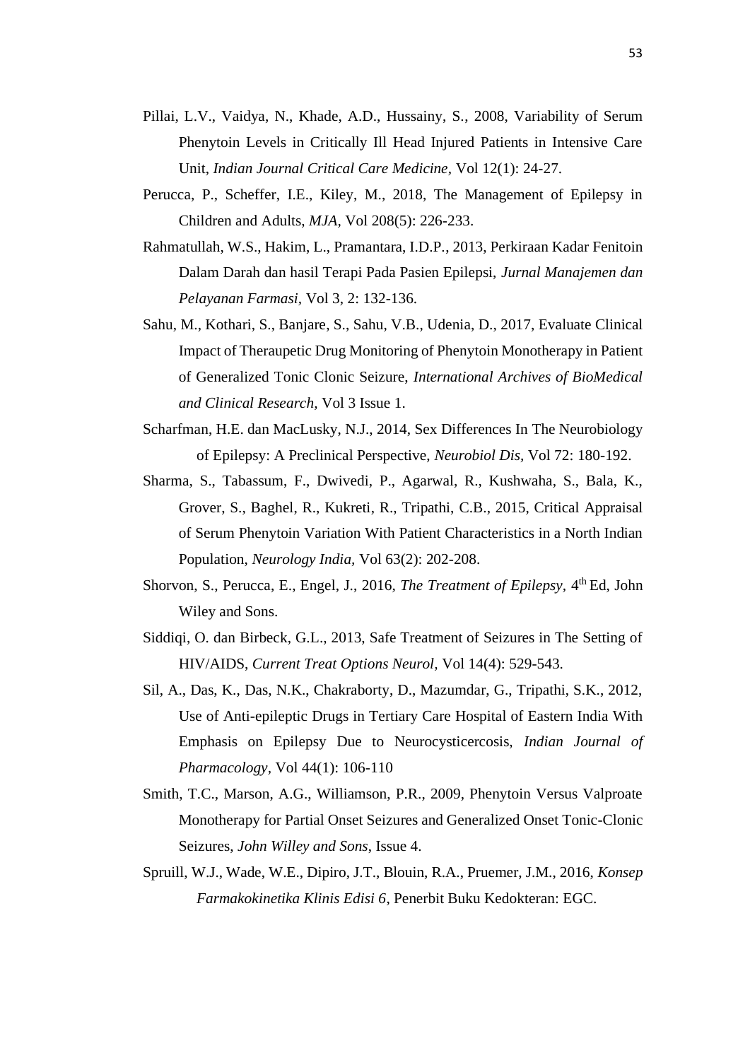Pillai, L.V., Vaidya, N., Khade, A.D., Hussainy, S., 2008, Variability of Serum Phenytoin Levels in Critically Ill Head Injured Patients in Intensive Care Unit, *Indian Journal Critical Care Medicine*, Vol 12(1): 24-27.

Perucca, P., Scheffer, I.E., Kiley, M., 2018, The Management of Epilepsy in Children and Adults, *MJA*, Vol 208(5): 226-233.

Rahmatullah, W.S., Hakim, L., Pramantara, I.D.P., 2013, Perkiraan Kadar Fenitoin Dalam Darah dan hasil Terapi Pada Pasien Epilepsi, *Jurnal Manajemen dan Pelayanan Farmasi*, Vol 3, 2: 132-136.

Sahu, M., Kothari, S., Banjare, S., Sahu, V.B., Udenia, D., 2017, Evaluate Clinical Impact of Theraupetic Drug Monitoring of Phenytoin Monotherapy in Patient of Generalized Tonic Clonic Seizure, *International Archives of BioMedical and Clinical Research*, Vol 3 Issue 1.

Scharfman, H.E. dan MacLusky, N.J., 2014, Sex Differences In The Neurobiology of Epilepsy: A Preclinical Perspective, *Neurobiol Dis*, Vol 72: 180-192.

Sharma, S., Tabassum, F., Dwivedi, P., Agarwal, R., Kushwaha, S., Bala, K., Grover, S., Baghel, R., Kukreti, R., Tripathi, C.B., 2015, Critical Appraisal of Serum Phenytoin Variation With Patient Characteristics in a North Indian Population, *Neurology India*, Vol 63(2): 202-208.

Shorvon, S., Perucca, E., Engel, J., 2016, *The Treatment of Epilepsy*, 4th Ed, John Wiley and Sons.

Siddiqi, O. dan Birbeck, G.L., 2013, Safe Treatment of Seizures in The Setting of HIV/AIDS, *Current Treat Options Neurol*, Vol 14(4): 529-543.

Sil, A., Das, K., Das, N.K., Chakraborty, D., Mazumdar, G., Tripathi, S.K., 2012, Use of Anti-epileptic Drugs in Tertiary Care Hospital of Eastern India With Emphasis on Epilepsy Due to Neurocysticercosis, *Indian Journal of Pharmacology*, Vol 44(1): 106-110

Smith, T.C., Marson, A.G., Williamson, P.R., 2009, Phenytoin Versus Valproate Monotherapy for Partial Onset Seizures and Generalized Onset Tonic-Clonic Seizures, *John Willey and Sons*, Issue 4.

Spruill, W.J., Wade, W.E., Dipiro, J.T., Blouin, R.A., Pruemer, J.M., 2016, *Konsep Farmakokinetika Klinis Edisi 6*, Penerbit Buku Kedokteran: EGC.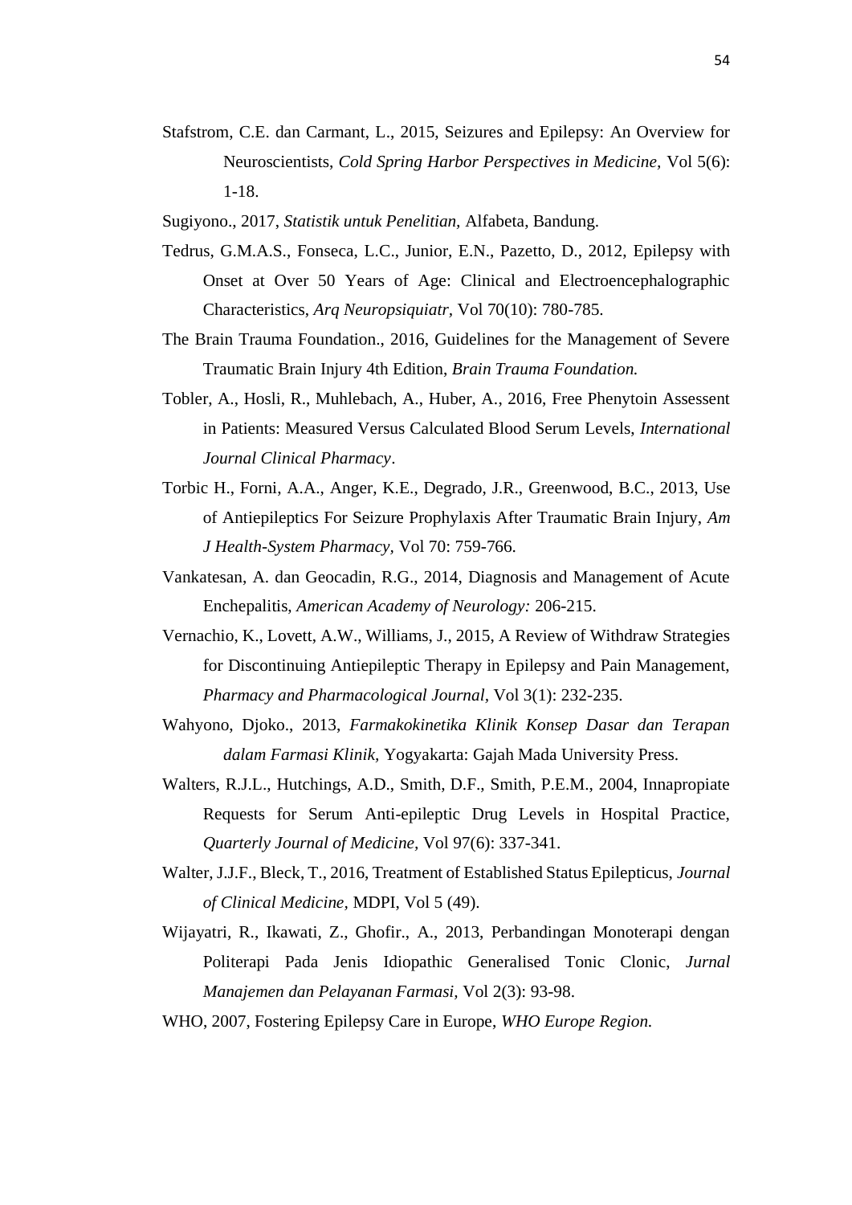Stafstrom, C.E. dan Carmant, L., 2015, Seizures and Epilepsy: An Overview for Neuroscientists, *Cold Spring Harbor Perspectives in Medicine,* Vol 5(6): 1-18.

Sugiyono., 2017, *Statistik untuk Penelitian,* Alfabeta, Bandung.

Tedrus, G.M.A.S., Fonseca, L.C., Junior, E.N., Pazetto, D., 2012, Epilepsy with Onset at Over 50 Years of Age: Clinical and Electroencephalographic Characteristics, *Arq Neuropsiquiatr,* Vol 70(10): 780-785.

The Brain Trauma Foundation., 2016, Guidelines for the Management of Severe Traumatic Brain Injury 4th Edition, *Brain Trauma Foundation.*

Tobler, A., Hosli, R., Muhlebach, A., Huber, A., 2016, Free Phenytoin Assessent in Patients: Measured Versus Calculated Blood Serum Levels, *International Journal Clinical Pharmacy*.

Torbic H., Forni, A.A., Anger, K.E., Degrado, J.R., Greenwood, B.C., 2013, Use of Antiepileptics For Seizure Prophylaxis After Traumatic Brain Injury, *Am J Health-System Pharmacy,* Vol 70: 759-766.

Vankatesan, A. dan Geocadin, R.G., 2014, Diagnosis and Management of Acute Enchepalitis, *American Academy of Neurology:* 206-215.

Vernachio, K., Lovett, A.W., Williams, J., 2015, A Review of Withdraw Strategies for Discontinuing Antiepileptic Therapy in Epilepsy and Pain Management, *Pharmacy and Pharmacological Journal,* Vol 3(1): 232-235.

Wahyono, Djoko., 2013, *Farmakokinetika Klinik Konsep Dasar dan Terapan dalam Farmasi Klinik,* Yogyakarta: Gajah Mada University Press.

Walters, R.J.L., Hutchings, A.D., Smith, D.F., Smith, P.E.M., 2004, Innapropiate Requests for Serum Anti-epileptic Drug Levels in Hospital Practice, *Quarterly Journal of Medicine,* Vol 97(6): 337-341.

Walter, J.J.F., Bleck, T., 2016, Treatment of Established Status Epilepticus, *Journal of Clinical Medicine,* MDPI, Vol 5 (49).

Wijayatri, R., Ikawati, Z., Ghofir., A., 2013, Perbandingan Monoterapi dengan Politerapi Pada Jenis Idiopathic Generalised Tonic Clonic, *Jurnal Manajemen dan Pelayanan Farmasi,* Vol 2(3): 93-98.

WHO, 2007, Fostering Epilepsy Care in Europe, *WHO Europe Region.*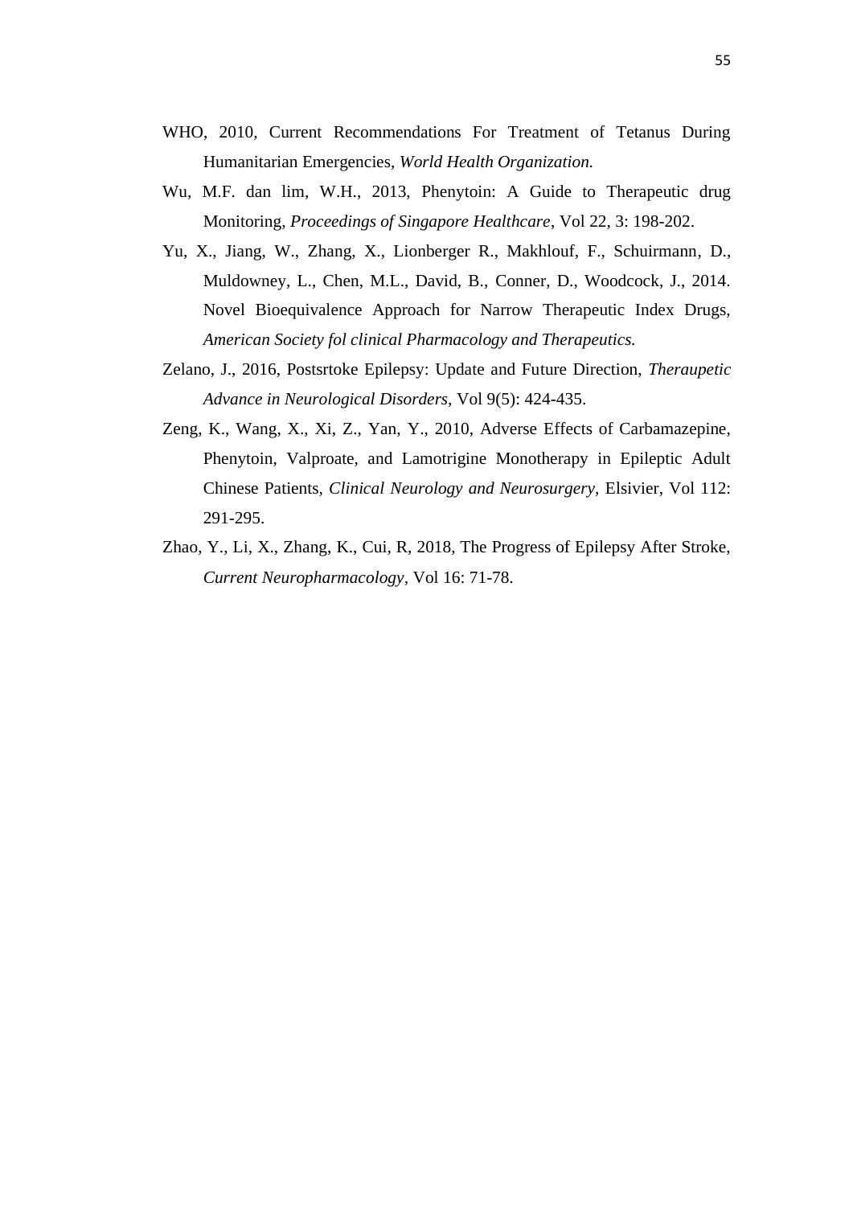WHO, 2010, Current Recommendations For Treatment of Tetanus During Humanitarian Emergencies, *World Health Organization.*

Wu, M.F. dan lim, W.H., 2013, Phenytoin: A Guide to Therapeutic drug Monitoring, *Proceedings of Singapore Healthcare*, Vol 22, 3: 198-202.

Yu, X., Jiang, W., Zhang, X., Lionberger R., Makhlouf, F., Schuirmann, D., Muldowney, L., Chen, M.L., David, B., Conner, D., Woodcock, J., 2014. Novel Bioequivalence Approach for Narrow Therapeutic Index Drugs, *American Society fol clinical Pharmacology and Therapeutics.*

Zelano, J., 2016, Postsrtoke Epilepsy: Update and Future Direction, *Theraupetic Advance in Neurological Disorders*, Vol 9(5): 424-435.

Zeng, K., Wang, X., Xi, Z., Yan, Y., 2010, Adverse Effects of Carbamazepine, Phenytoin, Valproate, and Lamotrigine Monotherapy in Epileptic Adult Chinese Patients, *Clinical Neurology and Neurosurgery*, Elsivier, Vol 112: 291-295.

Zhao, Y., Li, X., Zhang, K., Cui, R, 2018, The Progress of Epilepsy After Stroke, *Current Neuropharmacology*, Vol 16: 71-78.